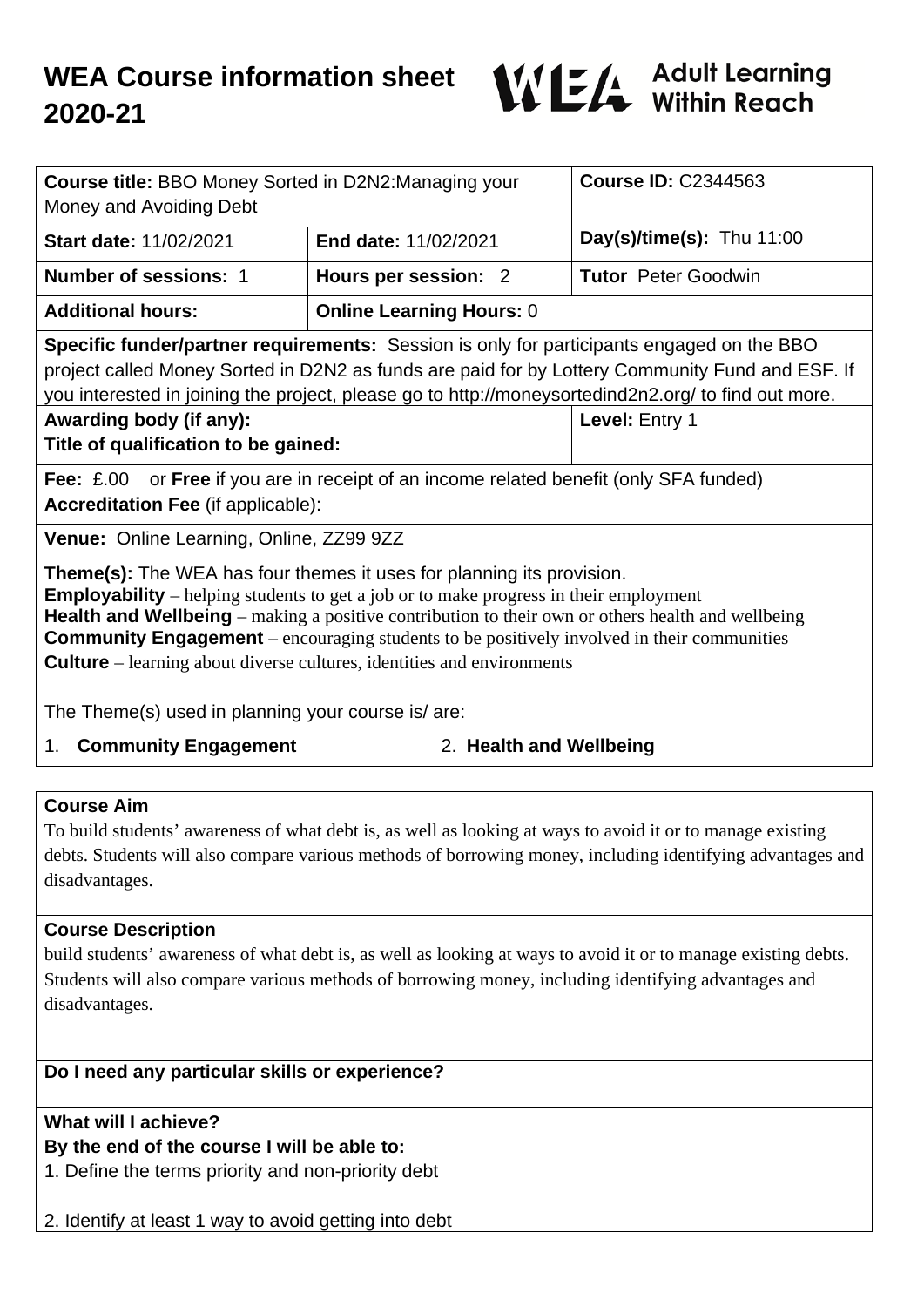# WEA Course information sheet 2020-21

WEA Adult Learning Within Reach

| **Course title:** BBO Money Sorted in D2N2:Managing your Money and Avoiding Debt | | **Course ID:** C2344563 |
|---|---|---|
| **Start date:** 11/02/2021 | **End date:** 11/02/2021 | **Day(s)/time(s):** Thu 11:00 |
| **Number of sessions:** 1 | **Hours per session:** 2 | **Tutor** Peter Goodwin |
| **Additional hours:** | **Online Learning Hours:** 0 | |
| **Specific funder/partner requirements:** Session is only for participants engaged on the BBO project called Money Sorted in D2N2 as funds are paid for by Lottery Community Fund and ESF. If you interested in joining the project, please go to http://moneysortedind2n2.org/ to find out more. | | |
| **Awarding body (if any):**<br>**Title of qualification to be gained:** | | **Level:** Entry 1 |
| **Fee:** £.00 or **Free** if you are in receipt of an income related benefit (only SFA funded)<br>**Accreditation Fee** (if applicable): | | |
| **Venue:** Online Learning, Online, ZZ99 9ZZ | | |

**Theme(s):** The WEA has four themes it uses for planning its provision.
**Employability** – helping students to get a job or to make progress in their employment
**Health and Wellbeing** – making a positive contribution to their own or others health and wellbeing
**Community Engagement** – encouraging students to be positively involved in their communities
**Culture** – learning about diverse cultures, identities and environments

The Theme(s) used in planning your course is/ are:

1. **Community Engagement**
2. **Health and Wellbeing**

### Course Aim

To build students' awareness of what debt is, as well as looking at ways to avoid it or to manage existing debts. Students will also compare various methods of borrowing money, including identifying advantages and disadvantages.

### Course Description

build students' awareness of what debt is, as well as looking at ways to avoid it or to manage existing debts. Students will also compare various methods of borrowing money, including identifying advantages and disadvantages.

### Do I need any particular skills or experience?

### What will I achieve?

**By the end of the course I will be able to:**

1. Define the terms priority and non-priority debt

2. Identify at least 1 way to avoid getting into debt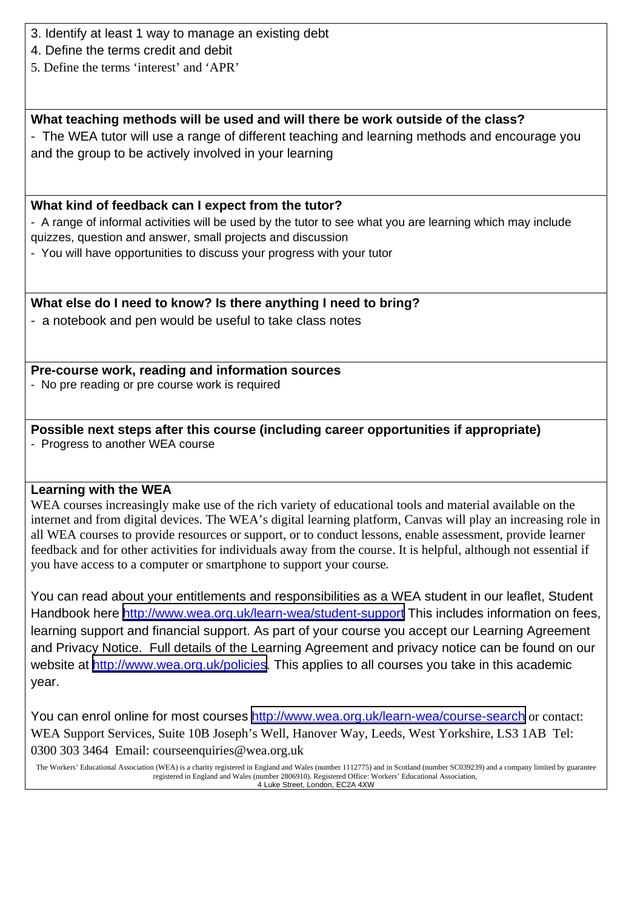3. Identify at least 1 way to manage an existing debt
4. Define the terms credit and debit
5. Define the terms 'interest' and 'APR'

**What teaching methods will be used and will there be work outside of the class?**

- The WEA tutor will use a range of different teaching and learning methods and encourage you and the group to be actively involved in your learning

**What kind of feedback can I expect from the tutor?**

- A range of informal activities will be used by the tutor to see what you are learning which may include quizzes, question and answer, small projects and discussion
- You will have opportunities to discuss your progress with your tutor

**What else do I need to know? Is there anything I need to bring?**

- a notebook and pen would be useful to take class notes

**Pre-course work, reading and information sources**

- No pre reading or pre course work is required

**Possible next steps after this course (including career opportunities if appropriate)**

- Progress to another WEA course

**Learning with the WEA**

WEA courses increasingly make use of the rich variety of educational tools and material available on the internet and from digital devices. The WEA's digital learning platform, Canvas will play an increasing role in all WEA courses to provide resources or support, or to conduct lessons, enable assessment, provide learner feedback and for other activities for individuals away from the course. It is helpful, although not essential if you have access to a computer or smartphone to support your course.

You can read about your entitlements and responsibilities as a WEA student in our leaflet, Student Handbook here http://www.wea.org.uk/learn-wea/student-support This includes information on fees, learning support and financial support. As part of your course you accept our Learning Agreement and Privacy Notice. Full details of the Learning Agreement and privacy notice can be found on our website at http://www.wea.org.uk/policies. This applies to all courses you take in this academic year.

You can enrol online for most courses http://www.wea.org.uk/learn-wea/course-search or contact: WEA Support Services, Suite 10B Joseph's Well, Hanover Way, Leeds, West Yorkshire, LS3 1AB Tel: 0300 303 3464 Email: courseenquiries@wea.org.uk

The Workers' Educational Association (WEA) is a charity registered in England and Wales (number 1112775) and in Scotland (number SC039239) and a company limited by guarantee registered in England and Wales (number 2806910). Registered Office: Workers' Educational Association, 4 Luke Street, London, EC2A 4XW